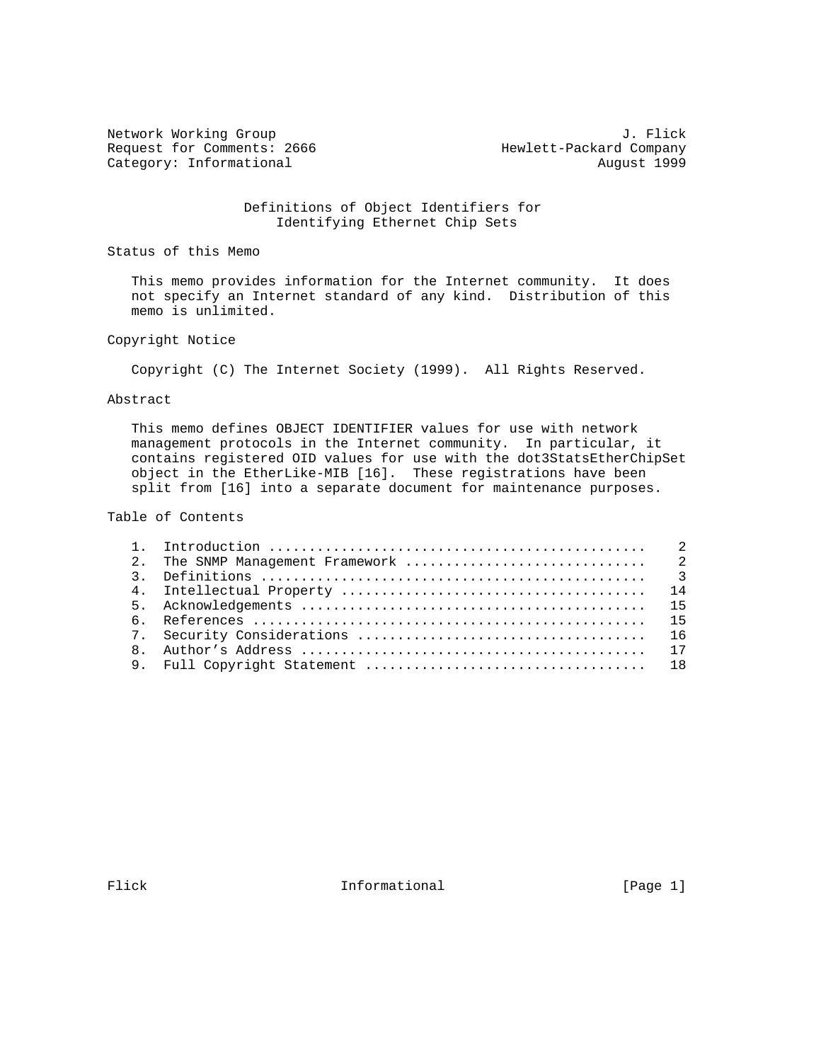Network Working Group J. Flick
Request for Comments: 2666 Hewlett-Packard Company
Category: Informational August 1999

# Definitions of Object Identifiers for Identifying Ethernet Chip Sets

## Status of this Memo

This memo provides information for the Internet community. It does not specify an Internet standard of any kind. Distribution of this memo is unlimited.

## Copyright Notice

Copyright (C) The Internet Society (1999). All Rights Reserved.

## Abstract

This memo defines OBJECT IDENTIFIER values for use with network management protocols in the Internet community. In particular, it contains registered OID values for use with the dot3StatsEtherChipSet object in the EtherLike-MIB [16]. These registrations have been split from [16] into a separate document for maintenance purposes.

## Table of Contents

| | | |
|---|---|---|
| 1. | Introduction | 2 |
| 2. | The SNMP Management Framework | 2 |
| 3. | Definitions | 3 |
| 4. | Intellectual Property | 14 |
| 5. | Acknowledgements | 15 |
| 6. | References | 15 |
| 7. | Security Considerations | 16 |
| 8. | Author's Address | 17 |
| 9. | Full Copyright Statement | 18 |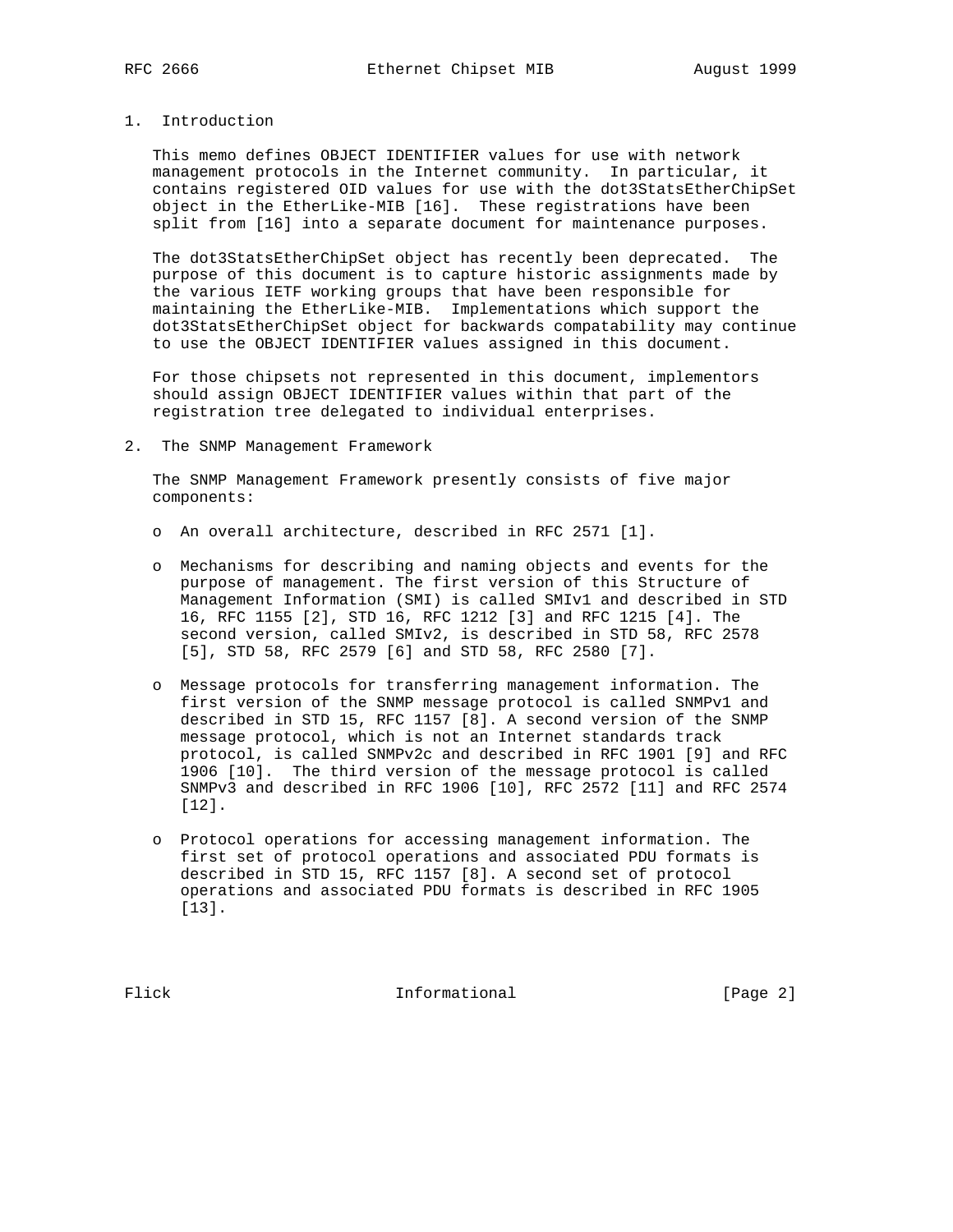## 1. Introduction

This memo defines OBJECT IDENTIFIER values for use with network management protocols in the Internet community. In particular, it contains registered OID values for use with the dot3StatsEtherChipSet object in the EtherLike-MIB [16]. These registrations have been split from [16] into a separate document for maintenance purposes.

The dot3StatsEtherChipSet object has recently been deprecated. The purpose of this document is to capture historic assignments made by the various IETF working groups that have been responsible for maintaining the EtherLike-MIB. Implementations which support the dot3StatsEtherChipSet object for backwards compatability may continue to use the OBJECT IDENTIFIER values assigned in this document.

For those chipsets not represented in this document, implementors should assign OBJECT IDENTIFIER values within that part of the registration tree delegated to individual enterprises.

## 2. The SNMP Management Framework

The SNMP Management Framework presently consists of five major components:

- An overall architecture, described in RFC 2571 [1].

- Mechanisms for describing and naming objects and events for the purpose of management. The first version of this Structure of Management Information (SMI) is called SMIv1 and described in STD 16, RFC 1155 [2], STD 16, RFC 1212 [3] and RFC 1215 [4]. The second version, called SMIv2, is described in STD 58, RFC 2578 [5], STD 58, RFC 2579 [6] and STD 58, RFC 2580 [7].

- Message protocols for transferring management information. The first version of the SNMP message protocol is called SNMPv1 and described in STD 15, RFC 1157 [8]. A second version of the SNMP message protocol, which is not an Internet standards track protocol, is called SNMPv2c and described in RFC 1901 [9] and RFC 1906 [10]. The third version of the message protocol is called SNMPv3 and described in RFC 1906 [10], RFC 2572 [11] and RFC 2574 [12].

- Protocol operations for accessing management information. The first set of protocol operations and associated PDU formats is described in STD 15, RFC 1157 [8]. A second set of protocol operations and associated PDU formats is described in RFC 1905 [13].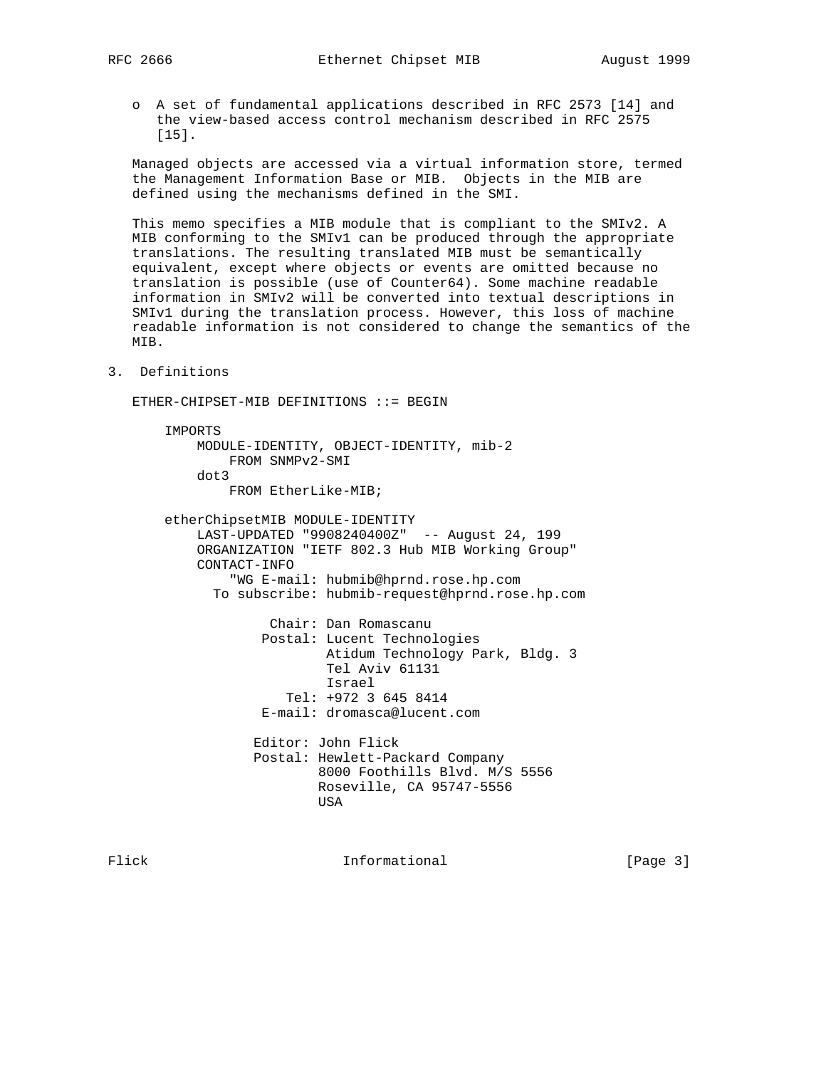o  A set of fundamental applications described in RFC 2573 [14] and the view-based access control mechanism described in RFC 2575 [15].

Managed objects are accessed via a virtual information store, termed the Management Information Base or MIB.  Objects in the MIB are defined using the mechanisms defined in the SMI.

This memo specifies a MIB module that is compliant to the SMIv2. A MIB conforming to the SMIv1 can be produced through the appropriate translations. The resulting translated MIB must be semantically equivalent, except where objects or events are omitted because no translation is possible (use of Counter64). Some machine readable information in SMIv2 will be converted into textual descriptions in SMIv1 during the translation process. However, this loss of machine readable information is not considered to change the semantics of the MIB.

## 3.  Definitions

```
ETHER-CHIPSET-MIB DEFINITIONS ::= BEGIN

    IMPORTS
        MODULE-IDENTITY, OBJECT-IDENTITY, mib-2
            FROM SNMPv2-SMI
        dot3
            FROM EtherLike-MIB;

    etherChipsetMIB MODULE-IDENTITY
        LAST-UPDATED "9908240400Z"  -- August 24, 199
        ORGANIZATION "IETF 802.3 Hub MIB Working Group"
        CONTACT-INFO
            "WG E-mail: hubmib@hprnd.rose.hp.com
          To subscribe: hubmib-request@hprnd.rose.hp.com

                 Chair: Dan Romascanu
                Postal: Lucent Technologies
                        Atidum Technology Park, Bldg. 3
                        Tel Aviv 61131
                        Israel
                   Tel: +972 3 645 8414
                E-mail: dromasca@lucent.com

               Editor: John Flick
               Postal: Hewlett-Packard Company
                       8000 Foothills Blvd. M/S 5556
                       Roseville, CA 95747-5556
                       USA
```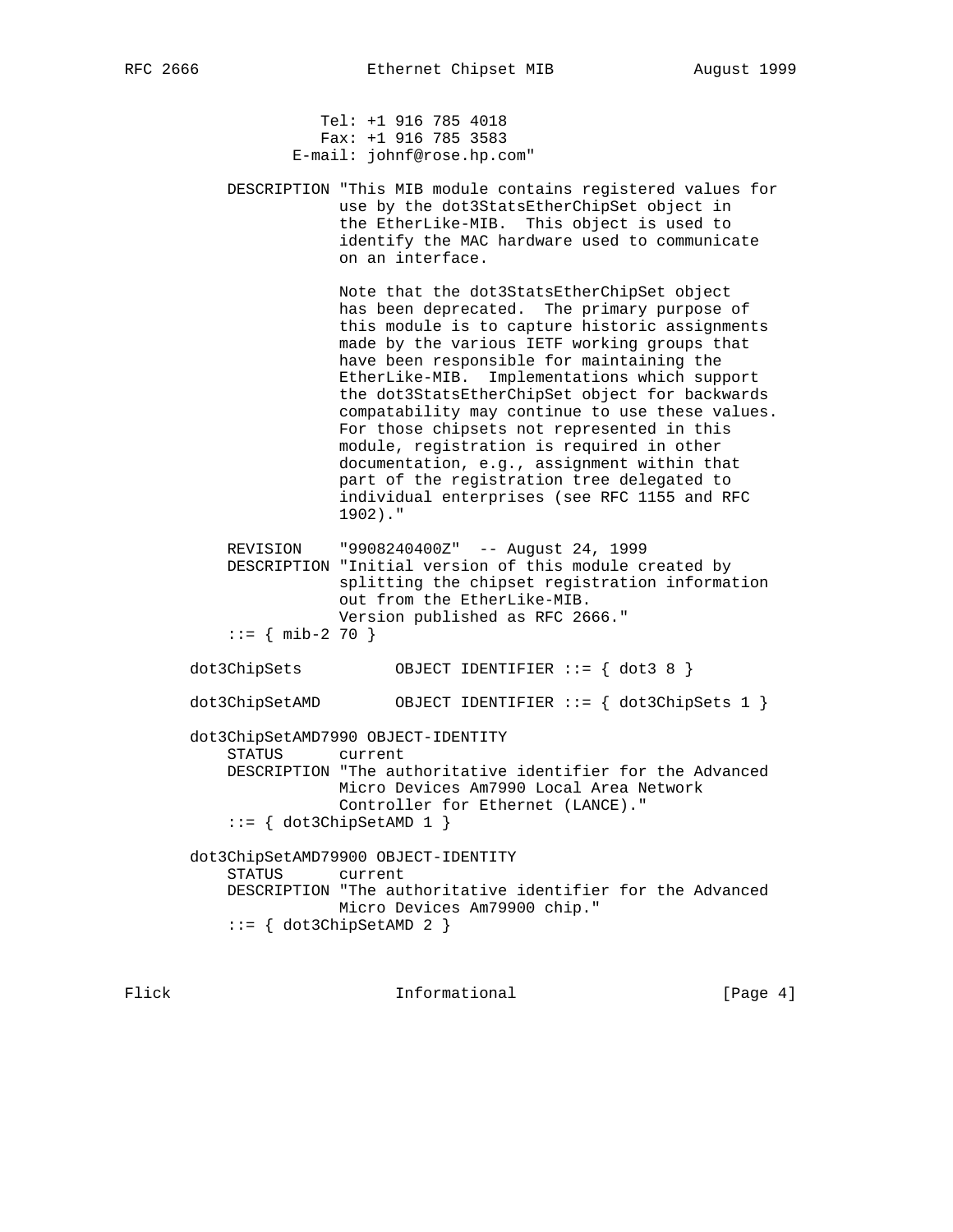```
                  Tel: +1 916 785 4018
                  Fax: +1 916 785 3583
               E-mail: johnf@rose.hp.com"

        DESCRIPTION "This MIB module contains registered values for
                    use by the dot3StatsEtherChipSet object in
                    the EtherLike-MIB.  This object is used to
                    identify the MAC hardware used to communicate
                    on an interface.

                    Note that the dot3StatsEtherChipSet object
                    has been deprecated.  The primary purpose of
                    this module is to capture historic assignments
                    made by the various IETF working groups that
                    have been responsible for maintaining the
                    EtherLike-MIB.  Implementations which support
                    the dot3StatsEtherChipSet object for backwards
                    compatability may continue to use these values.
                    For those chipsets not represented in this
                    module, registration is required in other
                    documentation, e.g., assignment within that
                    part of the registration tree delegated to
                    individual enterprises (see RFC 1155 and RFC
                    1902)."

        REVISION    "9908240400Z"  -- August 24, 1999
        DESCRIPTION "Initial version of this module created by
                    splitting the chipset registration information
                    out from the EtherLike-MIB.
                    Version published as RFC 2666."
        ::= { mib-2 70 }

    dot3ChipSets           OBJECT IDENTIFIER ::= { dot3 8 }

    dot3ChipSetAMD         OBJECT IDENTIFIER ::= { dot3ChipSets 1 }

    dot3ChipSetAMD7990 OBJECT-IDENTITY
        STATUS      current
        DESCRIPTION "The authoritative identifier for the Advanced
                    Micro Devices Am7990 Local Area Network
                    Controller for Ethernet (LANCE)."
        ::= { dot3ChipSetAMD 1 }

    dot3ChipSetAMD79900 OBJECT-IDENTITY
        STATUS      current
        DESCRIPTION "The authoritative identifier for the Advanced
                    Micro Devices Am79900 chip."
        ::= { dot3ChipSetAMD 2 }
```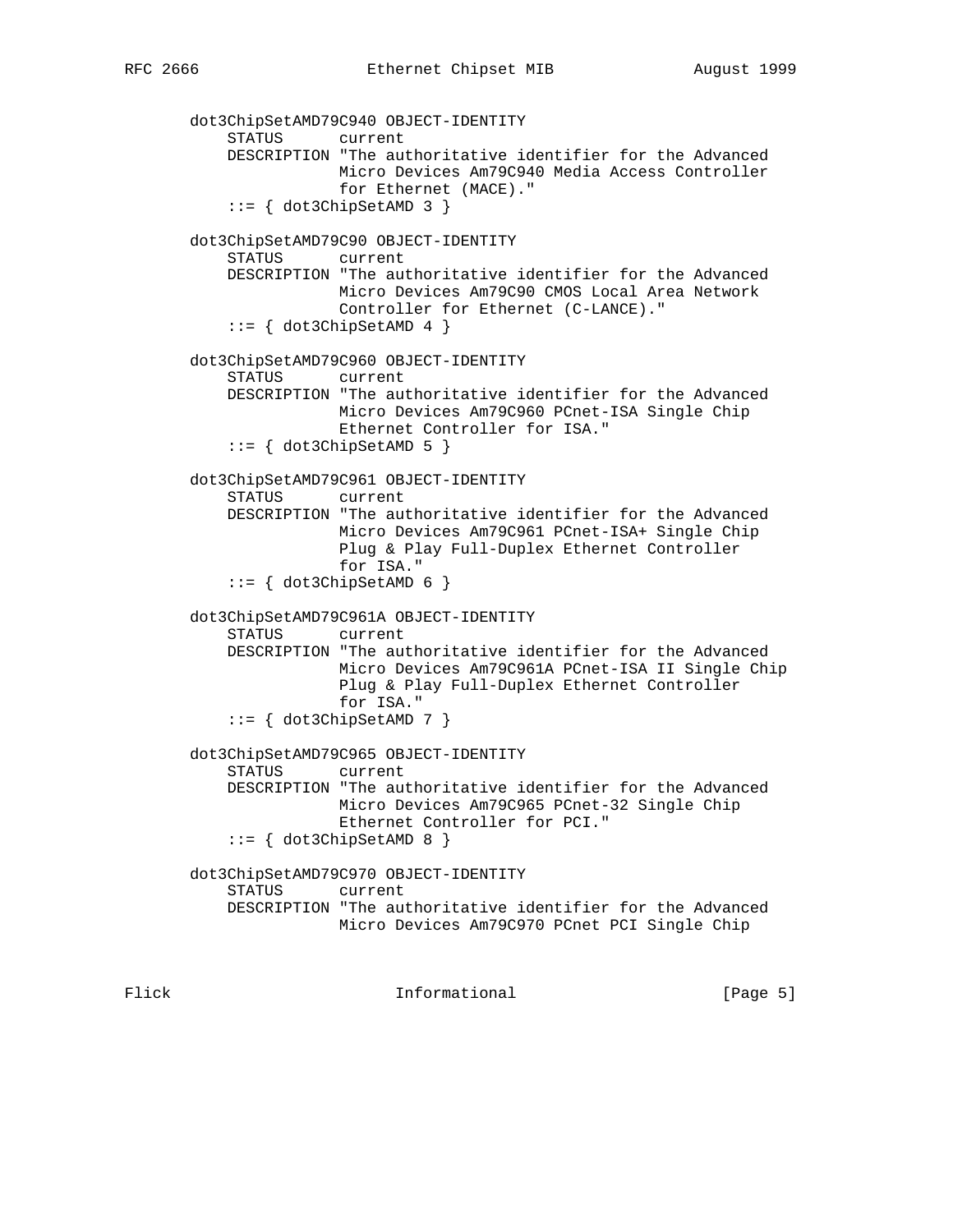```
   dot3ChipSetAMD79C940 OBJECT-IDENTITY
       STATUS      current
       DESCRIPTION "The authoritative identifier for the Advanced
                   Micro Devices Am79C940 Media Access Controller
                   for Ethernet (MACE)."
       ::= { dot3ChipSetAMD 3 }

   dot3ChipSetAMD79C90 OBJECT-IDENTITY
       STATUS      current
       DESCRIPTION "The authoritative identifier for the Advanced
                   Micro Devices Am79C90 CMOS Local Area Network
                   Controller for Ethernet (C-LANCE)."
       ::= { dot3ChipSetAMD 4 }

   dot3ChipSetAMD79C960 OBJECT-IDENTITY
       STATUS      current
       DESCRIPTION "The authoritative identifier for the Advanced
                   Micro Devices Am79C960 PCnet-ISA Single Chip
                   Ethernet Controller for ISA."
       ::= { dot3ChipSetAMD 5 }

   dot3ChipSetAMD79C961 OBJECT-IDENTITY
       STATUS      current
       DESCRIPTION "The authoritative identifier for the Advanced
                   Micro Devices Am79C961 PCnet-ISA+ Single Chip
                   Plug & Play Full-Duplex Ethernet Controller
                   for ISA."
       ::= { dot3ChipSetAMD 6 }

   dot3ChipSetAMD79C961A OBJECT-IDENTITY
       STATUS      current
       DESCRIPTION "The authoritative identifier for the Advanced
                   Micro Devices Am79C961A PCnet-ISA II Single Chip
                   Plug & Play Full-Duplex Ethernet Controller
                   for ISA."
       ::= { dot3ChipSetAMD 7 }

   dot3ChipSetAMD79C965 OBJECT-IDENTITY
       STATUS      current
       DESCRIPTION "The authoritative identifier for the Advanced
                   Micro Devices Am79C965 PCnet-32 Single Chip
                   Ethernet Controller for PCI."
       ::= { dot3ChipSetAMD 8 }

   dot3ChipSetAMD79C970 OBJECT-IDENTITY
       STATUS      current
       DESCRIPTION "The authoritative identifier for the Advanced
                   Micro Devices Am79C970 PCnet PCI Single Chip
```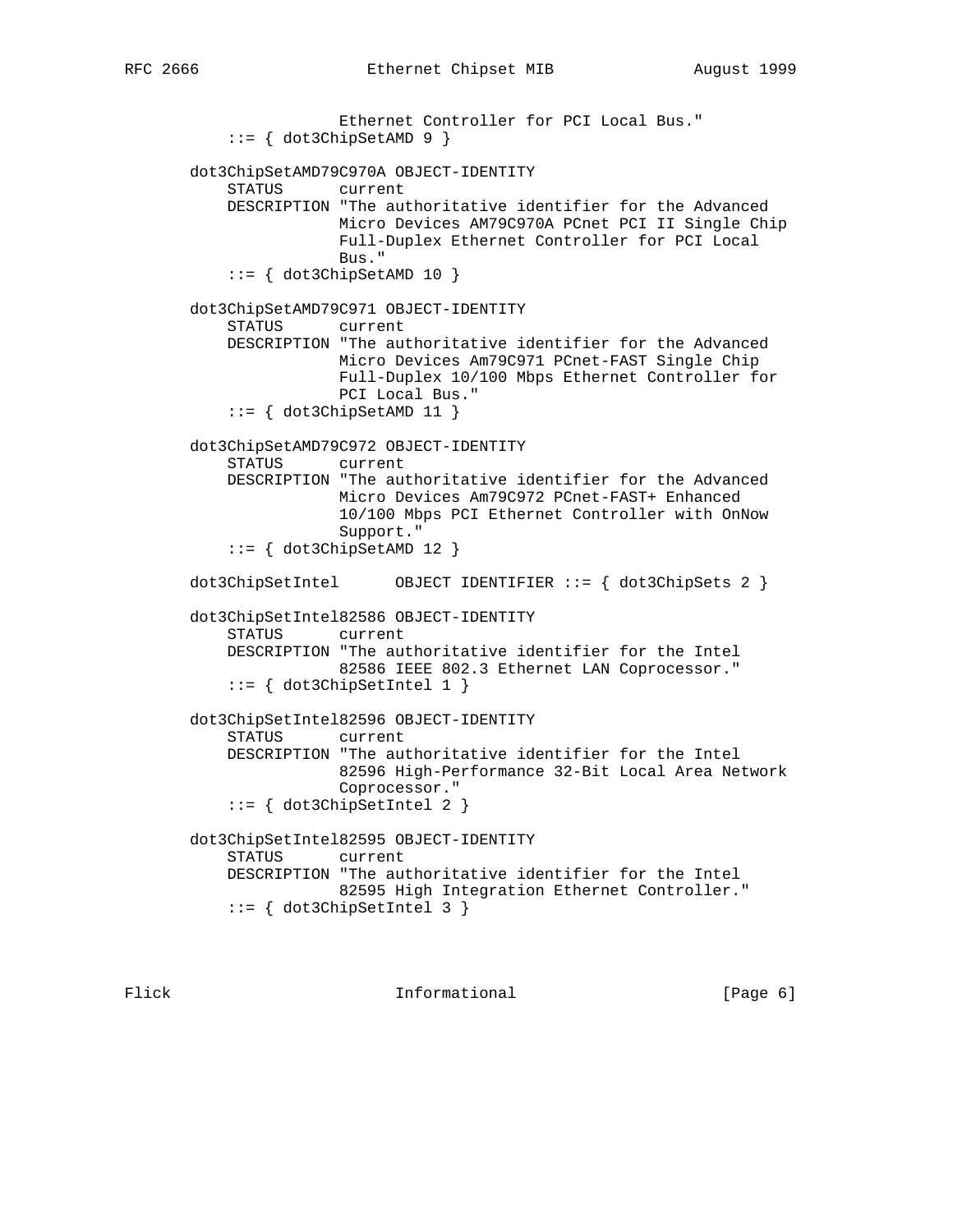```
                 Ethernet Controller for PCI Local Bus."
    ::= { dot3ChipSetAMD 9 }

dot3ChipSetAMD79C970A OBJECT-IDENTITY
    STATUS      current
    DESCRIPTION "The authoritative identifier for the Advanced
                Micro Devices AM79C970A PCnet PCI II Single Chip
                Full-Duplex Ethernet Controller for PCI Local
                Bus."
    ::= { dot3ChipSetAMD 10 }

dot3ChipSetAMD79C971 OBJECT-IDENTITY
    STATUS      current
    DESCRIPTION "The authoritative identifier for the Advanced
                Micro Devices Am79C971 PCnet-FAST Single Chip
                Full-Duplex 10/100 Mbps Ethernet Controller for
                PCI Local Bus."
    ::= { dot3ChipSetAMD 11 }

dot3ChipSetAMD79C972 OBJECT-IDENTITY
    STATUS      current
    DESCRIPTION "The authoritative identifier for the Advanced
                Micro Devices Am79C972 PCnet-FAST+ Enhanced
                10/100 Mbps PCI Ethernet Controller with OnNow
                Support."
    ::= { dot3ChipSetAMD 12 }

dot3ChipSetIntel      OBJECT IDENTIFIER ::= { dot3ChipSets 2 }

dot3ChipSetIntel82586 OBJECT-IDENTITY
    STATUS      current
    DESCRIPTION "The authoritative identifier for the Intel
                82586 IEEE 802.3 Ethernet LAN Coprocessor."
    ::= { dot3ChipSetIntel 1 }

dot3ChipSetIntel82596 OBJECT-IDENTITY
    STATUS      current
    DESCRIPTION "The authoritative identifier for the Intel
                82596 High-Performance 32-Bit Local Area Network
                Coprocessor."
    ::= { dot3ChipSetIntel 2 }

dot3ChipSetIntel82595 OBJECT-IDENTITY
    STATUS      current
    DESCRIPTION "The authoritative identifier for the Intel
                82595 High Integration Ethernet Controller."
    ::= { dot3ChipSetIntel 3 }
```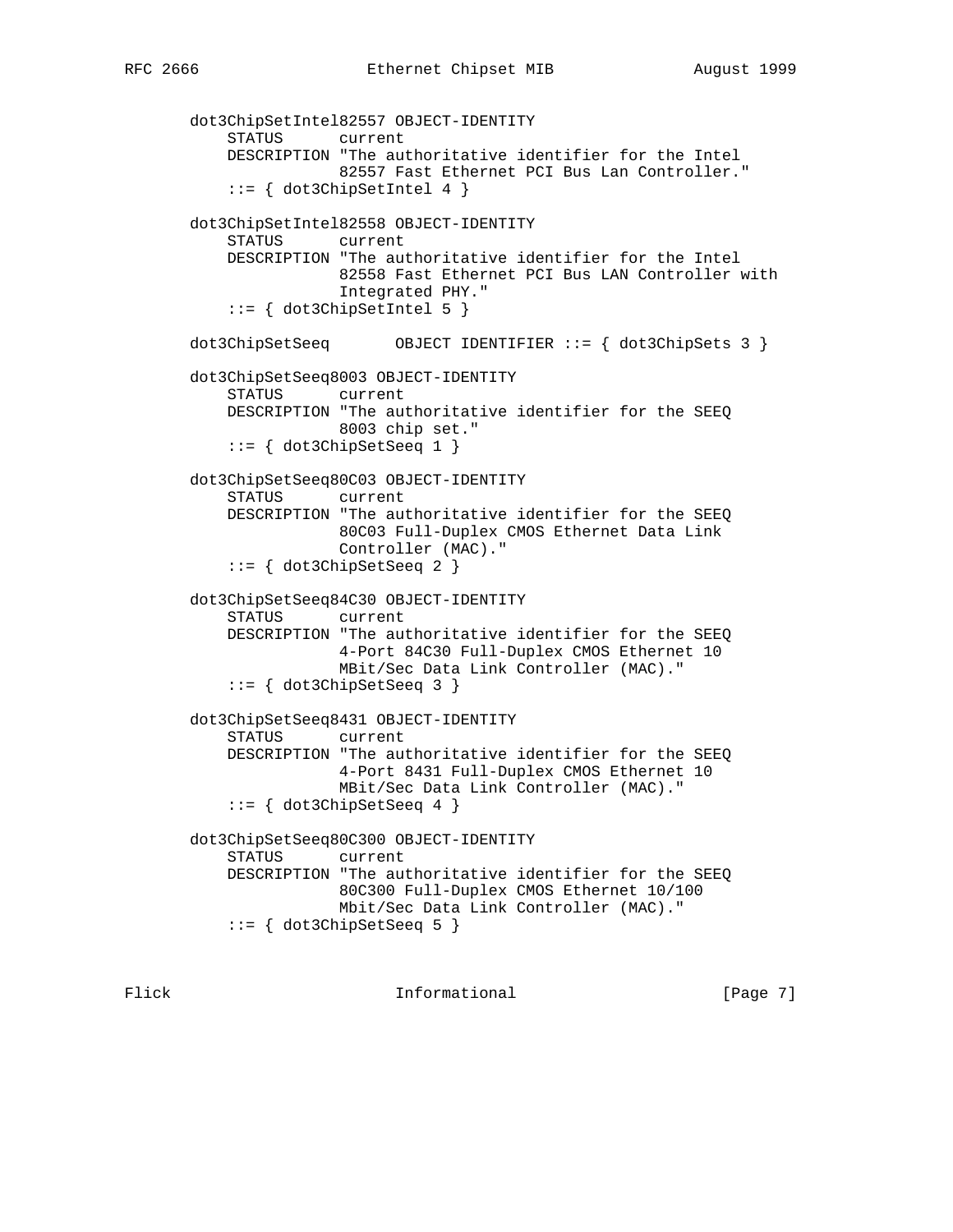```
   dot3ChipSetIntel82557 OBJECT-IDENTITY
       STATUS      current
       DESCRIPTION "The authoritative identifier for the Intel
                   82557 Fast Ethernet PCI Bus Lan Controller."
       ::= { dot3ChipSetIntel 4 }

   dot3ChipSetIntel82558 OBJECT-IDENTITY
       STATUS      current
       DESCRIPTION "The authoritative identifier for the Intel
                   82558 Fast Ethernet PCI Bus LAN Controller with
                   Integrated PHY."
       ::= { dot3ChipSetIntel 5 }

   dot3ChipSetSeeq       OBJECT IDENTIFIER ::= { dot3ChipSets 3 }

   dot3ChipSetSeeq8003 OBJECT-IDENTITY
       STATUS      current
       DESCRIPTION "The authoritative identifier for the SEEQ
                   8003 chip set."
       ::= { dot3ChipSetSeeq 1 }

   dot3ChipSetSeeq80C03 OBJECT-IDENTITY
       STATUS      current
       DESCRIPTION "The authoritative identifier for the SEEQ
                   80C03 Full-Duplex CMOS Ethernet Data Link
                   Controller (MAC)."
       ::= { dot3ChipSetSeeq 2 }

   dot3ChipSetSeeq84C30 OBJECT-IDENTITY
       STATUS      current
       DESCRIPTION "The authoritative identifier for the SEEQ
                   4-Port 84C30 Full-Duplex CMOS Ethernet 10
                   MBit/Sec Data Link Controller (MAC)."
       ::= { dot3ChipSetSeeq 3 }

   dot3ChipSetSeeq8431 OBJECT-IDENTITY
       STATUS      current
       DESCRIPTION "The authoritative identifier for the SEEQ
                   4-Port 8431 Full-Duplex CMOS Ethernet 10
                   MBit/Sec Data Link Controller (MAC)."
       ::= { dot3ChipSetSeeq 4 }

   dot3ChipSetSeeq80C300 OBJECT-IDENTITY
       STATUS      current
       DESCRIPTION "The authoritative identifier for the SEEQ
                   80C300 Full-Duplex CMOS Ethernet 10/100
                   Mbit/Sec Data Link Controller (MAC)."
       ::= { dot3ChipSetSeeq 5 }
```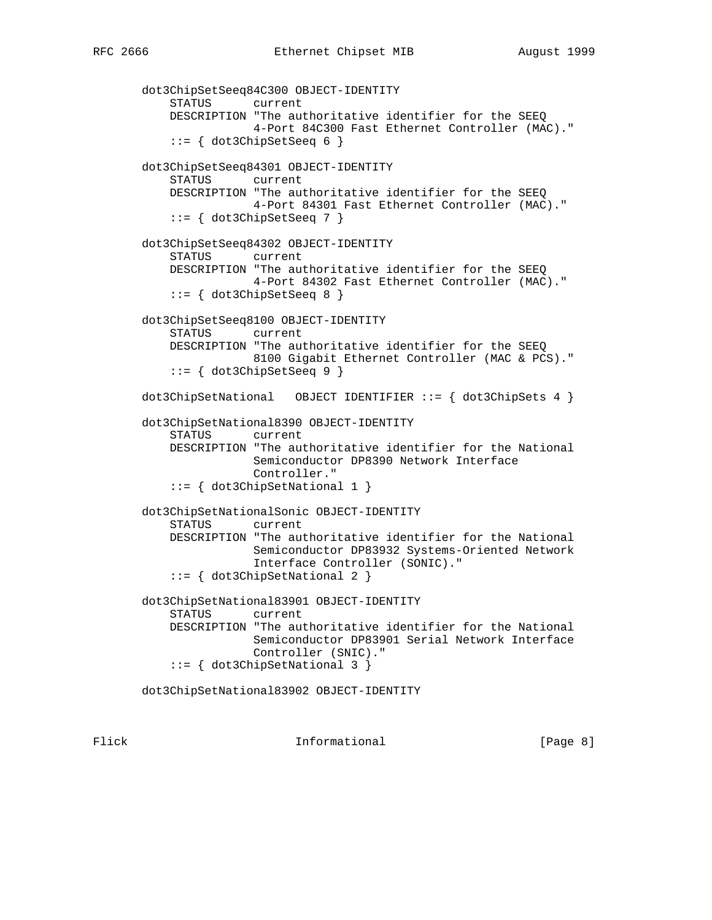```
   dot3ChipSetSeeq84C300 OBJECT-IDENTITY
       STATUS      current
       DESCRIPTION "The authoritative identifier for the SEEQ
                   4-Port 84C300 Fast Ethernet Controller (MAC)."
       ::= { dot3ChipSetSeeq 6 }

   dot3ChipSetSeeq84301 OBJECT-IDENTITY
       STATUS      current
       DESCRIPTION "The authoritative identifier for the SEEQ
                   4-Port 84301 Fast Ethernet Controller (MAC)."
       ::= { dot3ChipSetSeeq 7 }

   dot3ChipSetSeeq84302 OBJECT-IDENTITY
       STATUS      current
       DESCRIPTION "The authoritative identifier for the SEEQ
                   4-Port 84302 Fast Ethernet Controller (MAC)."
       ::= { dot3ChipSetSeeq 8 }

   dot3ChipSetSeeq8100 OBJECT-IDENTITY
       STATUS      current
       DESCRIPTION "The authoritative identifier for the SEEQ
                   8100 Gigabit Ethernet Controller (MAC & PCS)."
       ::= { dot3ChipSetSeeq 9 }

   dot3ChipSetNational   OBJECT IDENTIFIER ::= { dot3ChipSets 4 }

   dot3ChipSetNational8390 OBJECT-IDENTITY
       STATUS      current
       DESCRIPTION "The authoritative identifier for the National
                   Semiconductor DP8390 Network Interface
                   Controller."
       ::= { dot3ChipSetNational 1 }

   dot3ChipSetNationalSonic OBJECT-IDENTITY
       STATUS      current
       DESCRIPTION "The authoritative identifier for the National
                   Semiconductor DP83932 Systems-Oriented Network
                   Interface Controller (SONIC)."
       ::= { dot3ChipSetNational 2 }

   dot3ChipSetNational83901 OBJECT-IDENTITY
       STATUS      current
       DESCRIPTION "The authoritative identifier for the National
                   Semiconductor DP83901 Serial Network Interface
                   Controller (SNIC)."
       ::= { dot3ChipSetNational 3 }

   dot3ChipSetNational83902 OBJECT-IDENTITY
```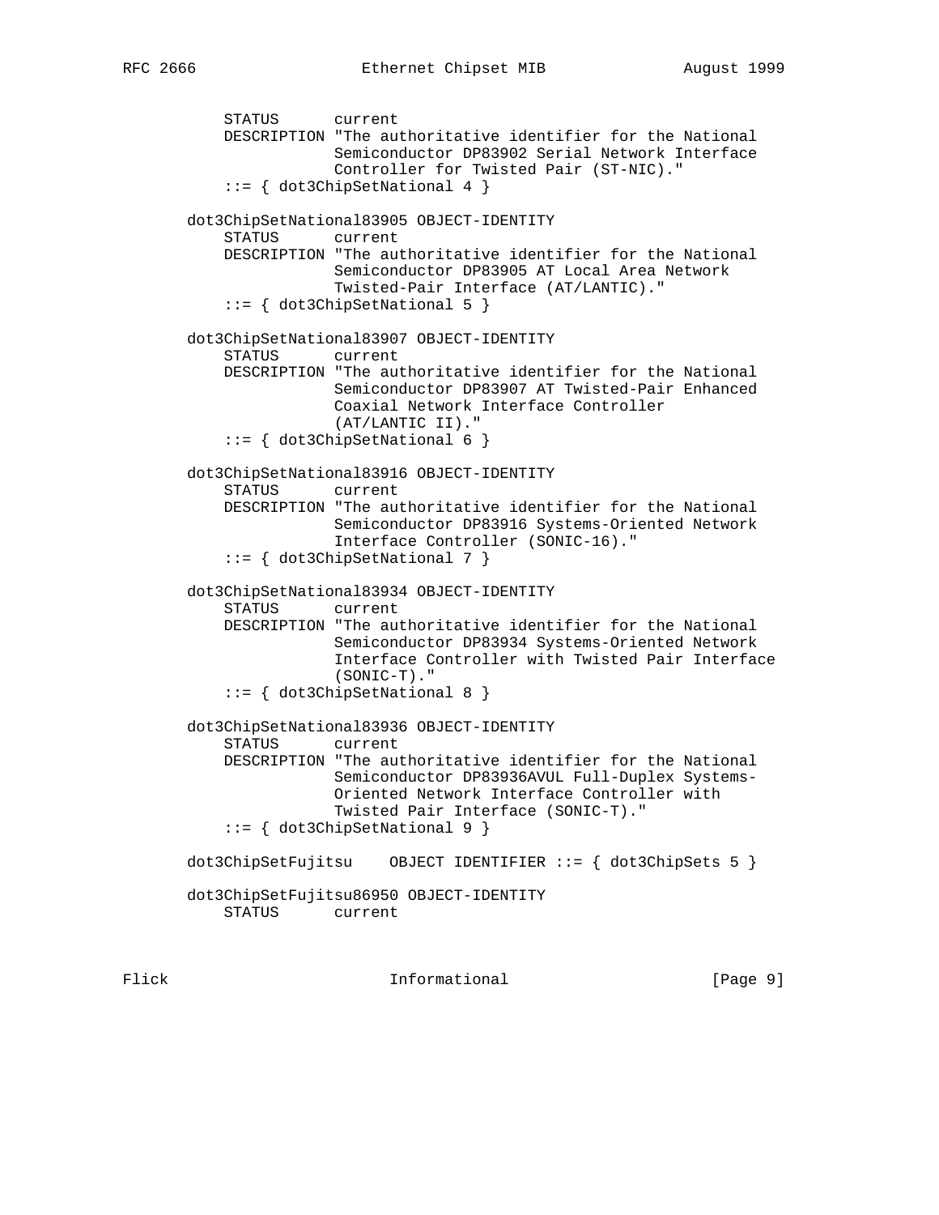```
           STATUS      current
           DESCRIPTION "The authoritative identifier for the National
                       Semiconductor DP83902 Serial Network Interface
                       Controller for Twisted Pair (ST-NIC)."
           ::= { dot3ChipSetNational 4 }

       dot3ChipSetNational83905 OBJECT-IDENTITY
           STATUS      current
           DESCRIPTION "The authoritative identifier for the National
                       Semiconductor DP83905 AT Local Area Network
                       Twisted-Pair Interface (AT/LANTIC)."
           ::= { dot3ChipSetNational 5 }

       dot3ChipSetNational83907 OBJECT-IDENTITY
           STATUS      current
           DESCRIPTION "The authoritative identifier for the National
                       Semiconductor DP83907 AT Twisted-Pair Enhanced
                       Coaxial Network Interface Controller
                       (AT/LANTIC II)."
           ::= { dot3ChipSetNational 6 }

       dot3ChipSetNational83916 OBJECT-IDENTITY
           STATUS      current
           DESCRIPTION "The authoritative identifier for the National
                       Semiconductor DP83916 Systems-Oriented Network
                       Interface Controller (SONIC-16)."
           ::= { dot3ChipSetNational 7 }

       dot3ChipSetNational83934 OBJECT-IDENTITY
           STATUS      current
           DESCRIPTION "The authoritative identifier for the National
                       Semiconductor DP83934 Systems-Oriented Network
                       Interface Controller with Twisted Pair Interface
                       (SONIC-T)."
           ::= { dot3ChipSetNational 8 }

       dot3ChipSetNational83936 OBJECT-IDENTITY
           STATUS      current
           DESCRIPTION "The authoritative identifier for the National
                       Semiconductor DP83936AVUL Full-Duplex Systems-
                       Oriented Network Interface Controller with
                       Twisted Pair Interface (SONIC-T)."
           ::= { dot3ChipSetNational 9 }

       dot3ChipSetFujitsu    OBJECT IDENTIFIER ::= { dot3ChipSets 5 }

       dot3ChipSetFujitsu86950 OBJECT-IDENTITY
           STATUS      current
```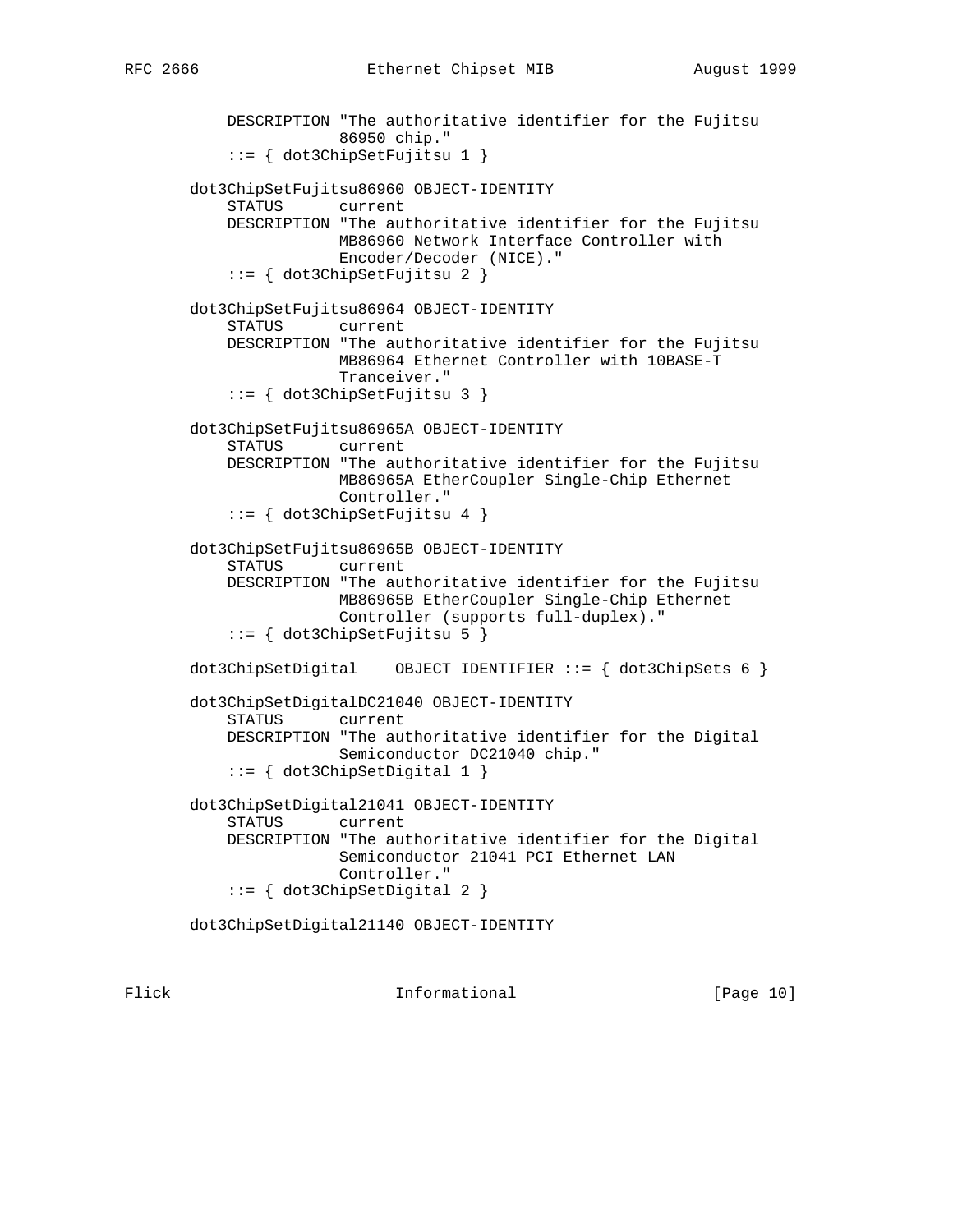```
    DESCRIPTION "The authoritative identifier for the Fujitsu
                86950 chip."
    ::= { dot3ChipSetFujitsu 1 }

dot3ChipSetFujitsu86960 OBJECT-IDENTITY
    STATUS      current
    DESCRIPTION "The authoritative identifier for the Fujitsu
                MB86960 Network Interface Controller with
                Encoder/Decoder (NICE)."
    ::= { dot3ChipSetFujitsu 2 }

dot3ChipSetFujitsu86964 OBJECT-IDENTITY
    STATUS      current
    DESCRIPTION "The authoritative identifier for the Fujitsu
                MB86964 Ethernet Controller with 10BASE-T
                Tranceiver."
    ::= { dot3ChipSetFujitsu 3 }

dot3ChipSetFujitsu86965A OBJECT-IDENTITY
    STATUS      current
    DESCRIPTION "The authoritative identifier for the Fujitsu
                MB86965A EtherCoupler Single-Chip Ethernet
                Controller."
    ::= { dot3ChipSetFujitsu 4 }

dot3ChipSetFujitsu86965B OBJECT-IDENTITY
    STATUS      current
    DESCRIPTION "The authoritative identifier for the Fujitsu
                MB86965B EtherCoupler Single-Chip Ethernet
                Controller (supports full-duplex)."
    ::= { dot3ChipSetFujitsu 5 }

dot3ChipSetDigital    OBJECT IDENTIFIER ::= { dot3ChipSets 6 }

dot3ChipSetDigitalDC21040 OBJECT-IDENTITY
    STATUS      current
    DESCRIPTION "The authoritative identifier for the Digital
                Semiconductor DC21040 chip."
    ::= { dot3ChipSetDigital 1 }

dot3ChipSetDigital21041 OBJECT-IDENTITY
    STATUS      current
    DESCRIPTION "The authoritative identifier for the Digital
                Semiconductor 21041 PCI Ethernet LAN
                Controller."
    ::= { dot3ChipSetDigital 2 }

dot3ChipSetDigital21140 OBJECT-IDENTITY
```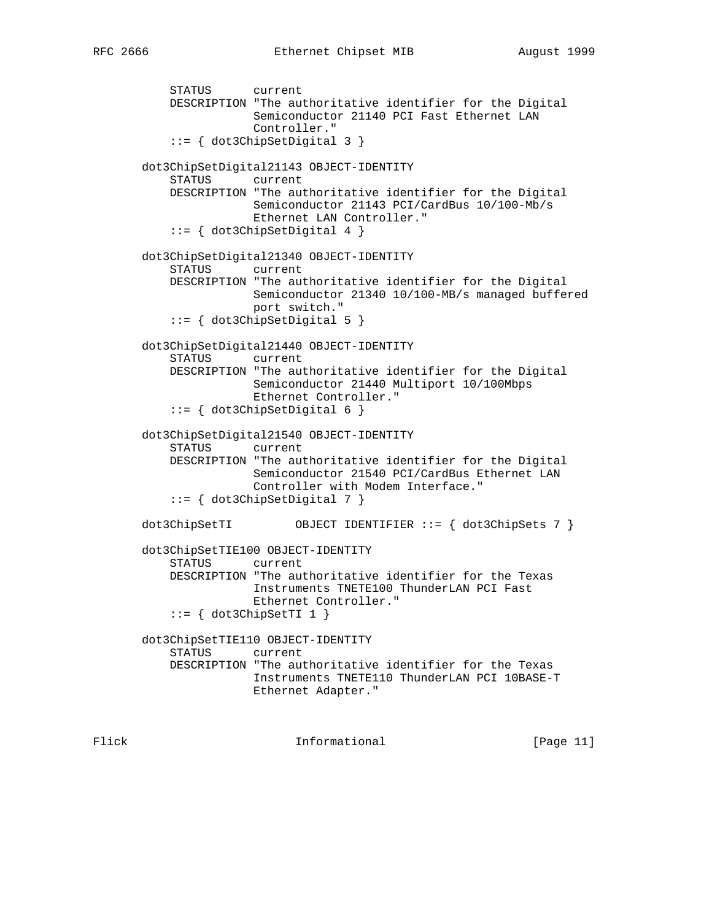```
            STATUS      current
            DESCRIPTION "The authoritative identifier for the Digital
                        Semiconductor 21140 PCI Fast Ethernet LAN
                        Controller."
            ::= { dot3ChipSetDigital 3 }

        dot3ChipSetDigital21143 OBJECT-IDENTITY
            STATUS      current
            DESCRIPTION "The authoritative identifier for the Digital
                        Semiconductor 21143 PCI/CardBus 10/100-Mb/s
                        Ethernet LAN Controller."
            ::= { dot3ChipSetDigital 4 }

        dot3ChipSetDigital21340 OBJECT-IDENTITY
            STATUS      current
            DESCRIPTION "The authoritative identifier for the Digital
                        Semiconductor 21340 10/100-MB/s managed buffered
                        port switch."
            ::= { dot3ChipSetDigital 5 }

        dot3ChipSetDigital21440 OBJECT-IDENTITY
            STATUS      current
            DESCRIPTION "The authoritative identifier for the Digital
                        Semiconductor 21440 Multiport 10/100Mbps
                        Ethernet Controller."
            ::= { dot3ChipSetDigital 6 }

        dot3ChipSetDigital21540 OBJECT-IDENTITY
            STATUS      current
            DESCRIPTION "The authoritative identifier for the Digital
                        Semiconductor 21540 PCI/CardBus Ethernet LAN
                        Controller with Modem Interface."
            ::= { dot3ChipSetDigital 7 }

        dot3ChipSetTI          OBJECT IDENTIFIER ::= { dot3ChipSets 7 }

        dot3ChipSetTIE100 OBJECT-IDENTITY
            STATUS      current
            DESCRIPTION "The authoritative identifier for the Texas
                        Instruments TNETE100 ThunderLAN PCI Fast
                        Ethernet Controller."
            ::= { dot3ChipSetTI 1 }

        dot3ChipSetTIE110 OBJECT-IDENTITY
            STATUS      current
            DESCRIPTION "The authoritative identifier for the Texas
                        Instruments TNETE110 ThunderLAN PCI 10BASE-T
                        Ethernet Adapter."
```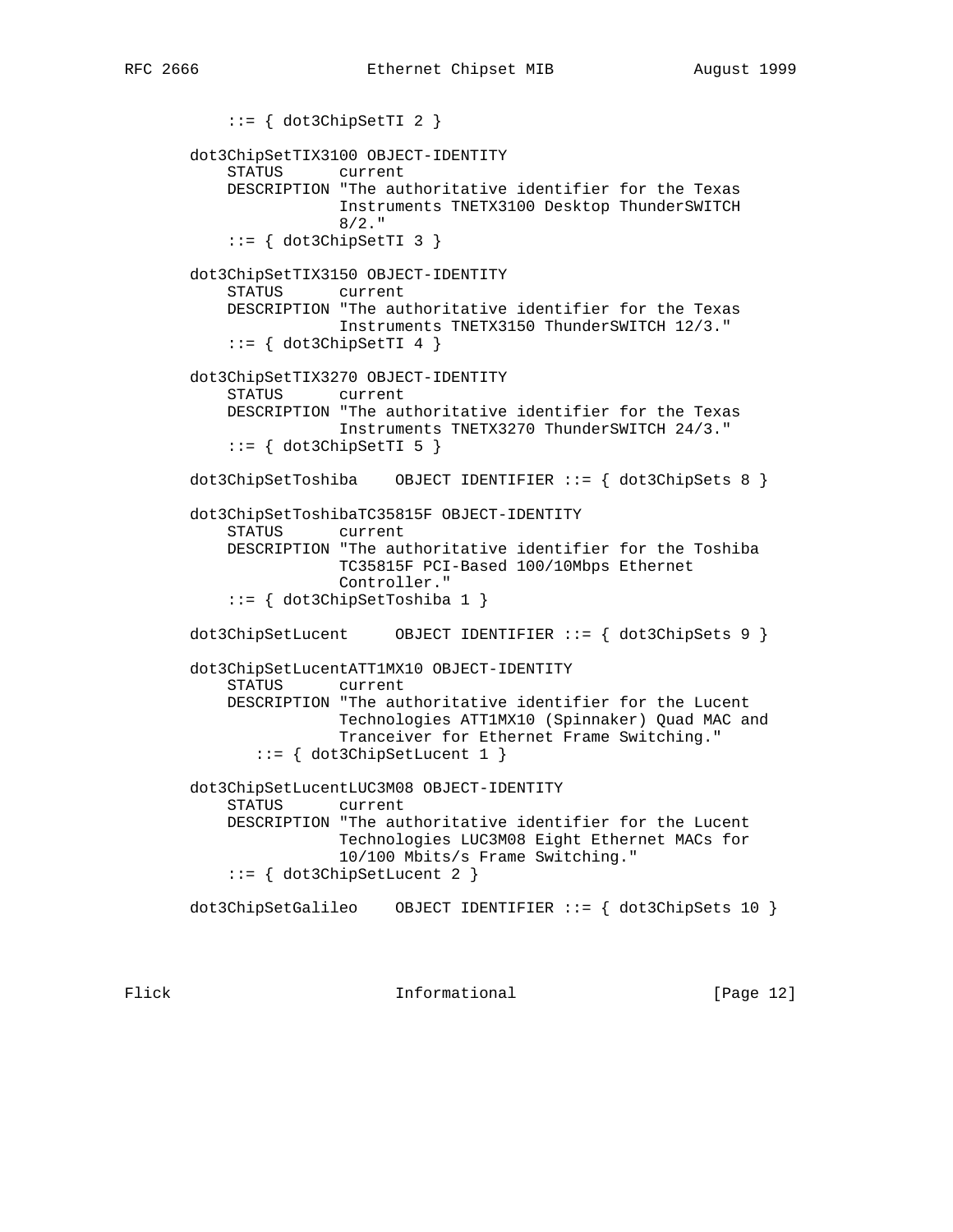```
           ::= { dot3ChipSetTI 2 }

       dot3ChipSetTIX3100 OBJECT-IDENTITY
           STATUS      current
           DESCRIPTION "The authoritative identifier for the Texas
                       Instruments TNETX3100 Desktop ThunderSWITCH
                       8/2."
           ::= { dot3ChipSetTI 3 }

       dot3ChipSetTIX3150 OBJECT-IDENTITY
           STATUS      current
           DESCRIPTION "The authoritative identifier for the Texas
                       Instruments TNETX3150 ThunderSWITCH 12/3."
           ::= { dot3ChipSetTI 4 }

       dot3ChipSetTIX3270 OBJECT-IDENTITY
           STATUS      current
           DESCRIPTION "The authoritative identifier for the Texas
                       Instruments TNETX3270 ThunderSWITCH 24/3."
           ::= { dot3ChipSetTI 5 }

       dot3ChipSetToshiba    OBJECT IDENTIFIER ::= { dot3ChipSets 8 }

       dot3ChipSetToshibaTC35815F OBJECT-IDENTITY
           STATUS      current
           DESCRIPTION "The authoritative identifier for the Toshiba
                       TC35815F PCI-Based 100/10Mbps Ethernet
                       Controller."
           ::= { dot3ChipSetToshiba 1 }

       dot3ChipSetLucent     OBJECT IDENTIFIER ::= { dot3ChipSets 9 }

       dot3ChipSetLucentATT1MX10 OBJECT-IDENTITY
           STATUS      current
           DESCRIPTION "The authoritative identifier for the Lucent
                       Technologies ATT1MX10 (Spinnaker) Quad MAC and
                       Tranceiver for Ethernet Frame Switching."
              ::= { dot3ChipSetLucent 1 }

       dot3ChipSetLucentLUC3M08 OBJECT-IDENTITY
           STATUS      current
           DESCRIPTION "The authoritative identifier for the Lucent
                       Technologies LUC3M08 Eight Ethernet MACs for
                       10/100 Mbits/s Frame Switching."
           ::= { dot3ChipSetLucent 2 }

       dot3ChipSetGalileo    OBJECT IDENTIFIER ::= { dot3ChipSets 10 }
```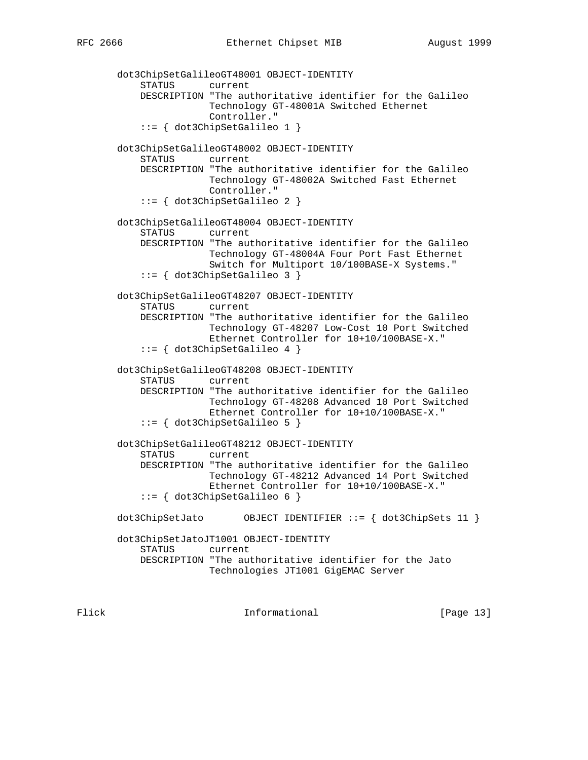```
   dot3ChipSetGalileoGT48001 OBJECT-IDENTITY
       STATUS      current
       DESCRIPTION "The authoritative identifier for the Galileo
                   Technology GT-48001A Switched Ethernet
                   Controller."
       ::= { dot3ChipSetGalileo 1 }

   dot3ChipSetGalileoGT48002 OBJECT-IDENTITY
       STATUS      current
       DESCRIPTION "The authoritative identifier for the Galileo
                   Technology GT-48002A Switched Fast Ethernet
                   Controller."
       ::= { dot3ChipSetGalileo 2 }

   dot3ChipSetGalileoGT48004 OBJECT-IDENTITY
       STATUS      current
       DESCRIPTION "The authoritative identifier for the Galileo
                   Technology GT-48004A Four Port Fast Ethernet
                   Switch for Multiport 10/100BASE-X Systems."
       ::= { dot3ChipSetGalileo 3 }

   dot3ChipSetGalileoGT48207 OBJECT-IDENTITY
       STATUS      current
       DESCRIPTION "The authoritative identifier for the Galileo
                   Technology GT-48207 Low-Cost 10 Port Switched
                   Ethernet Controller for 10+10/100BASE-X."
       ::= { dot3ChipSetGalileo 4 }

   dot3ChipSetGalileoGT48208 OBJECT-IDENTITY
       STATUS      current
       DESCRIPTION "The authoritative identifier for the Galileo
                   Technology GT-48208 Advanced 10 Port Switched
                   Ethernet Controller for 10+10/100BASE-X."
       ::= { dot3ChipSetGalileo 5 }

   dot3ChipSetGalileoGT48212 OBJECT-IDENTITY
       STATUS      current
       DESCRIPTION "The authoritative identifier for the Galileo
                   Technology GT-48212 Advanced 14 Port Switched
                   Ethernet Controller for 10+10/100BASE-X."
       ::= { dot3ChipSetGalileo 6 }

   dot3ChipSetJato       OBJECT IDENTIFIER ::= { dot3ChipSets 11 }

   dot3ChipSetJatoJT1001 OBJECT-IDENTITY
       STATUS      current
       DESCRIPTION "The authoritative identifier for the Jato
                   Technologies JT1001 GigEMAC Server
```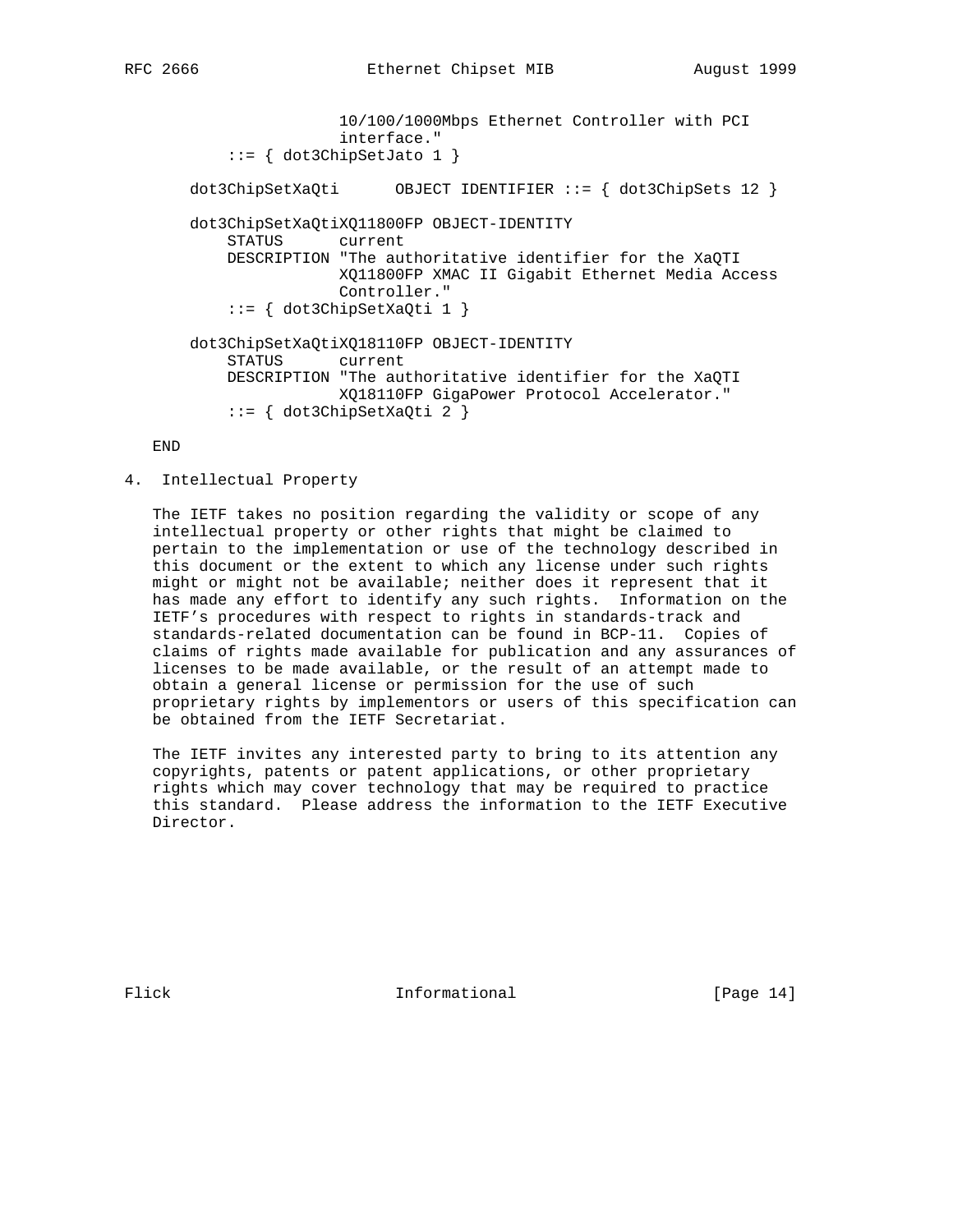```
                     10/100/1000Mbps Ethernet Controller with PCI
                     interface."
         ::= { dot3ChipSetJato 1 }

     dot3ChipSetXaQti      OBJECT IDENTIFIER ::= { dot3ChipSets 12 }

     dot3ChipSetXaQtiXQ11800FP OBJECT-IDENTITY
         STATUS      current
         DESCRIPTION "The authoritative identifier for the XaQTI
                     XQ11800FP XMAC II Gigabit Ethernet Media Access
                     Controller."
         ::= { dot3ChipSetXaQti 1 }

     dot3ChipSetXaQtiXQ18110FP OBJECT-IDENTITY
         STATUS      current
         DESCRIPTION "The authoritative identifier for the XaQTI
                     XQ18110FP GigaPower Protocol Accelerator."
         ::= { dot3ChipSetXaQti 2 }

 END
```

## 4. Intellectual Property

The IETF takes no position regarding the validity or scope of any intellectual property or other rights that might be claimed to pertain to the implementation or use of the technology described in this document or the extent to which any license under such rights might or might not be available; neither does it represent that it has made any effort to identify any such rights. Information on the IETF's procedures with respect to rights in standards-track and standards-related documentation can be found in BCP-11. Copies of claims of rights made available for publication and any assurances of licenses to be made available, or the result of an attempt made to obtain a general license or permission for the use of such proprietary rights by implementors or users of this specification can be obtained from the IETF Secretariat.

The IETF invites any interested party to bring to its attention any copyrights, patents or patent applications, or other proprietary rights which may cover technology that may be required to practice this standard. Please address the information to the IETF Executive Director.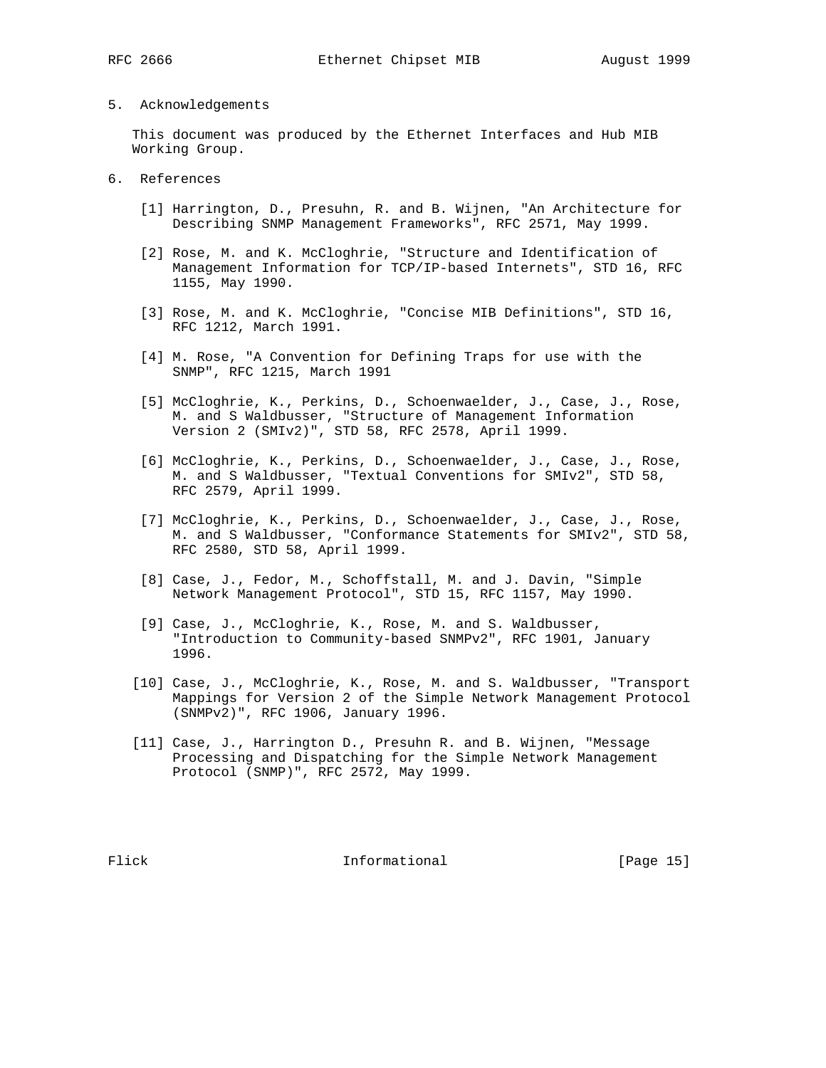## 5. Acknowledgements

This document was produced by the Ethernet Interfaces and Hub MIB Working Group.

## 6. References

[1] Harrington, D., Presuhn, R. and B. Wijnen, "An Architecture for Describing SNMP Management Frameworks", RFC 2571, May 1999.

[2] Rose, M. and K. McCloghrie, "Structure and Identification of Management Information for TCP/IP-based Internets", STD 16, RFC 1155, May 1990.

[3] Rose, M. and K. McCloghrie, "Concise MIB Definitions", STD 16, RFC 1212, March 1991.

[4] M. Rose, "A Convention for Defining Traps for use with the SNMP", RFC 1215, March 1991

[5] McCloghrie, K., Perkins, D., Schoenwaelder, J., Case, J., Rose, M. and S Waldbusser, "Structure of Management Information Version 2 (SMIv2)", STD 58, RFC 2578, April 1999.

[6] McCloghrie, K., Perkins, D., Schoenwaelder, J., Case, J., Rose, M. and S Waldbusser, "Textual Conventions for SMIv2", STD 58, RFC 2579, April 1999.

[7] McCloghrie, K., Perkins, D., Schoenwaelder, J., Case, J., Rose, M. and S Waldbusser, "Conformance Statements for SMIv2", STD 58, RFC 2580, STD 58, April 1999.

[8] Case, J., Fedor, M., Schoffstall, M. and J. Davin, "Simple Network Management Protocol", STD 15, RFC 1157, May 1990.

[9] Case, J., McCloghrie, K., Rose, M. and S. Waldbusser, "Introduction to Community-based SNMPv2", RFC 1901, January 1996.

[10] Case, J., McCloghrie, K., Rose, M. and S. Waldbusser, "Transport Mappings for Version 2 of the Simple Network Management Protocol (SNMPv2)", RFC 1906, January 1996.

[11] Case, J., Harrington D., Presuhn R. and B. Wijnen, "Message Processing and Dispatching for the Simple Network Management Protocol (SNMP)", RFC 2572, May 1999.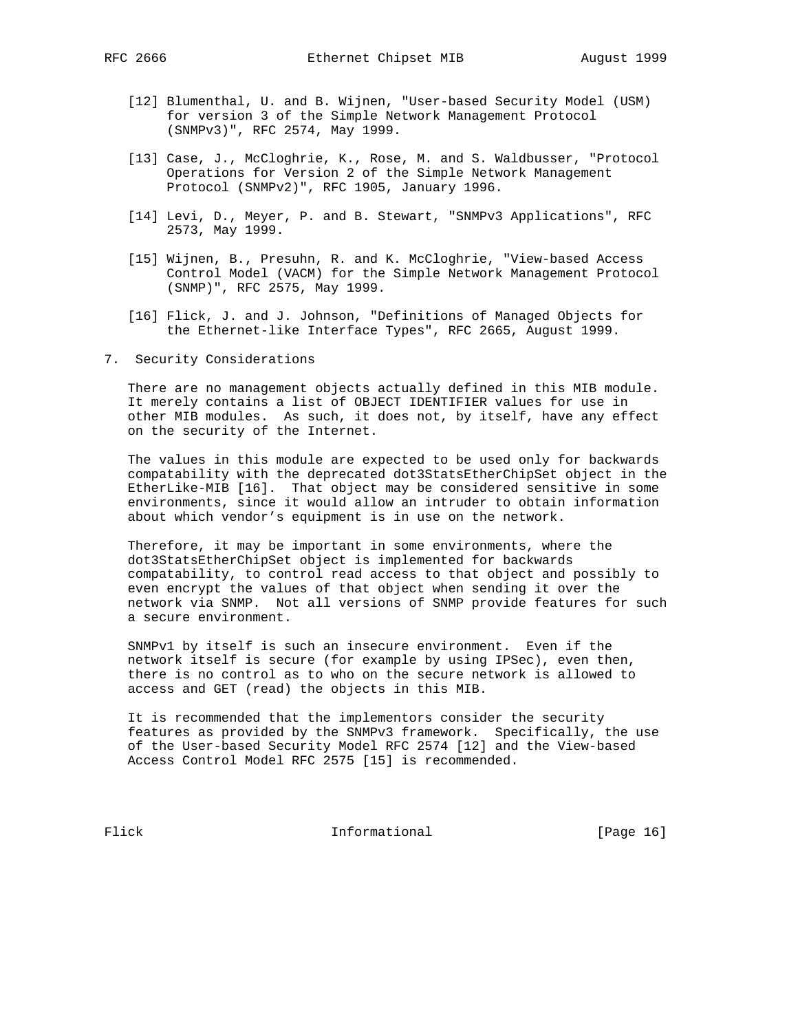[12] Blumenthal, U. and B. Wijnen, "User-based Security Model (USM) for version 3 of the Simple Network Management Protocol (SNMPv3)", RFC 2574, May 1999.

[13] Case, J., McCloghrie, K., Rose, M. and S. Waldbusser, "Protocol Operations for Version 2 of the Simple Network Management Protocol (SNMPv2)", RFC 1905, January 1996.

[14] Levi, D., Meyer, P. and B. Stewart, "SNMPv3 Applications", RFC 2573, May 1999.

[15] Wijnen, B., Presuhn, R. and K. McCloghrie, "View-based Access Control Model (VACM) for the Simple Network Management Protocol (SNMP)", RFC 2575, May 1999.

[16] Flick, J. and J. Johnson, "Definitions of Managed Objects for the Ethernet-like Interface Types", RFC 2665, August 1999.

## 7. Security Considerations

There are no management objects actually defined in this MIB module. It merely contains a list of OBJECT IDENTIFIER values for use in other MIB modules. As such, it does not, by itself, have any effect on the security of the Internet.

The values in this module are expected to be used only for backwards compatability with the deprecated dot3StatsEtherChipSet object in the EtherLike-MIB [16]. That object may be considered sensitive in some environments, since it would allow an intruder to obtain information about which vendor's equipment is in use on the network.

Therefore, it may be important in some environments, where the dot3StatsEtherChipSet object is implemented for backwards compatability, to control read access to that object and possibly to even encrypt the values of that object when sending it over the network via SNMP. Not all versions of SNMP provide features for such a secure environment.

SNMPv1 by itself is such an insecure environment. Even if the network itself is secure (for example by using IPSec), even then, there is no control as to who on the secure network is allowed to access and GET (read) the objects in this MIB.

It is recommended that the implementors consider the security features as provided by the SNMPv3 framework. Specifically, the use of the User-based Security Model RFC 2574 [12] and the View-based Access Control Model RFC 2575 [15] is recommended.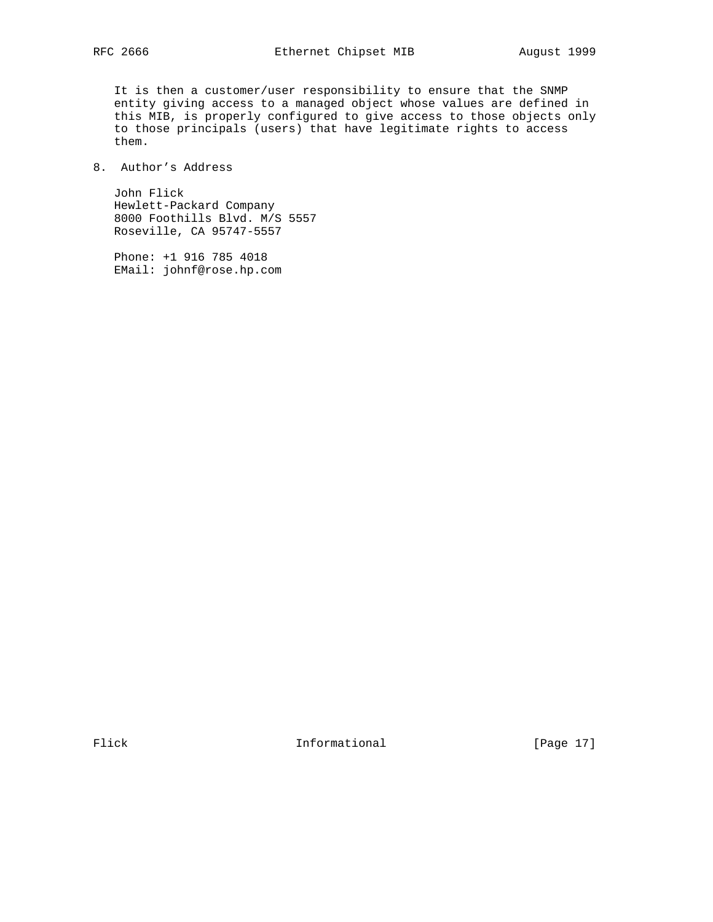It is then a customer/user responsibility to ensure that the SNMP entity giving access to a managed object whose values are defined in this MIB, is properly configured to give access to those objects only to those principals (users) that have legitimate rights to access them.

## 8. Author's Address

John Flick
Hewlett-Packard Company
8000 Foothills Blvd. M/S 5557
Roseville, CA 95747-5557

Phone: +1 916 785 4018
EMail: johnf@rose.hp.com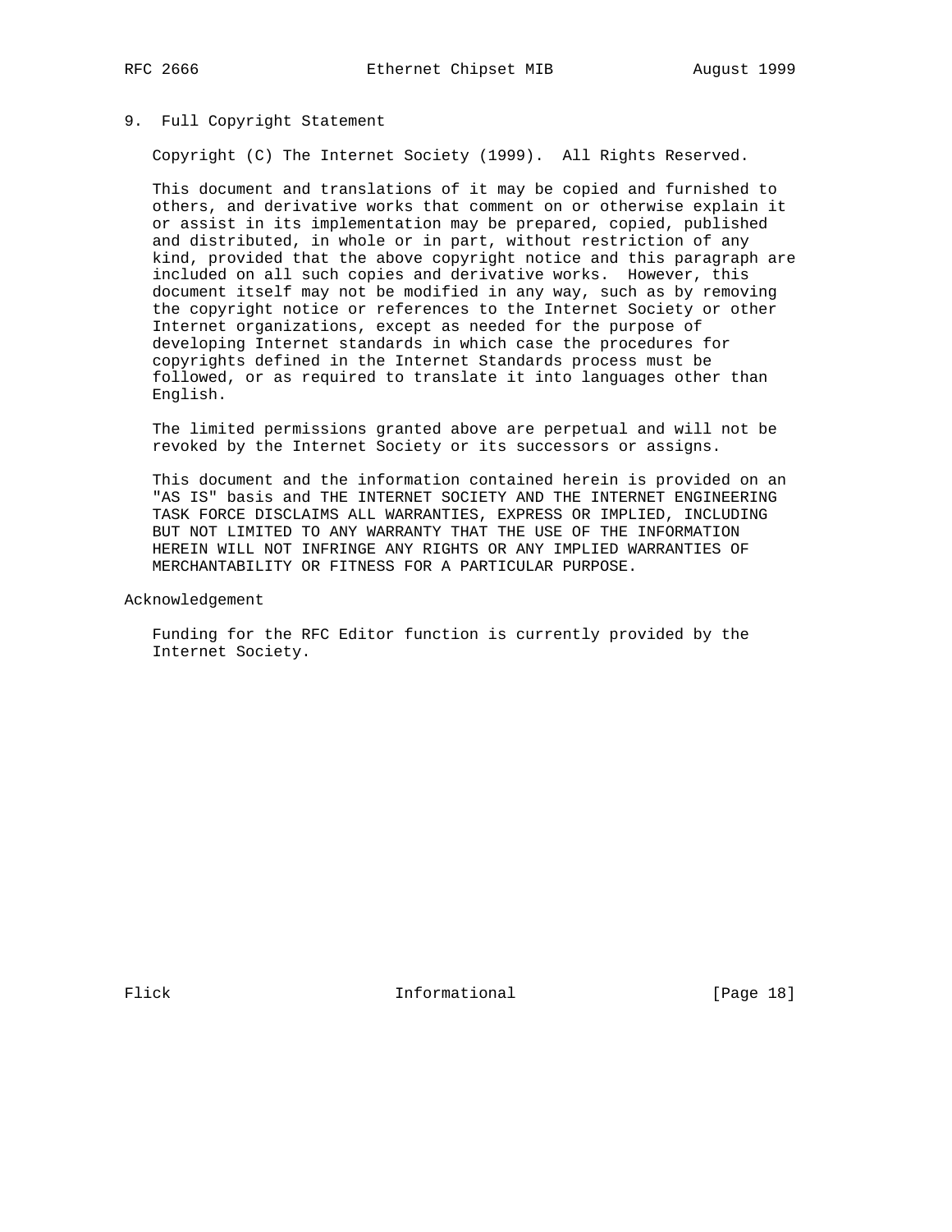## 9. Full Copyright Statement

Copyright (C) The Internet Society (1999). All Rights Reserved.

This document and translations of it may be copied and furnished to others, and derivative works that comment on or otherwise explain it or assist in its implementation may be prepared, copied, published and distributed, in whole or in part, without restriction of any kind, provided that the above copyright notice and this paragraph are included on all such copies and derivative works. However, this document itself may not be modified in any way, such as by removing the copyright notice or references to the Internet Society or other Internet organizations, except as needed for the purpose of developing Internet standards in which case the procedures for copyrights defined in the Internet Standards process must be followed, or as required to translate it into languages other than English.

The limited permissions granted above are perpetual and will not be revoked by the Internet Society or its successors or assigns.

This document and the information contained herein is provided on an "AS IS" basis and THE INTERNET SOCIETY AND THE INTERNET ENGINEERING TASK FORCE DISCLAIMS ALL WARRANTIES, EXPRESS OR IMPLIED, INCLUDING BUT NOT LIMITED TO ANY WARRANTY THAT THE USE OF THE INFORMATION HEREIN WILL NOT INFRINGE ANY RIGHTS OR ANY IMPLIED WARRANTIES OF MERCHANTABILITY OR FITNESS FOR A PARTICULAR PURPOSE.

## Acknowledgement

Funding for the RFC Editor function is currently provided by the Internet Society.